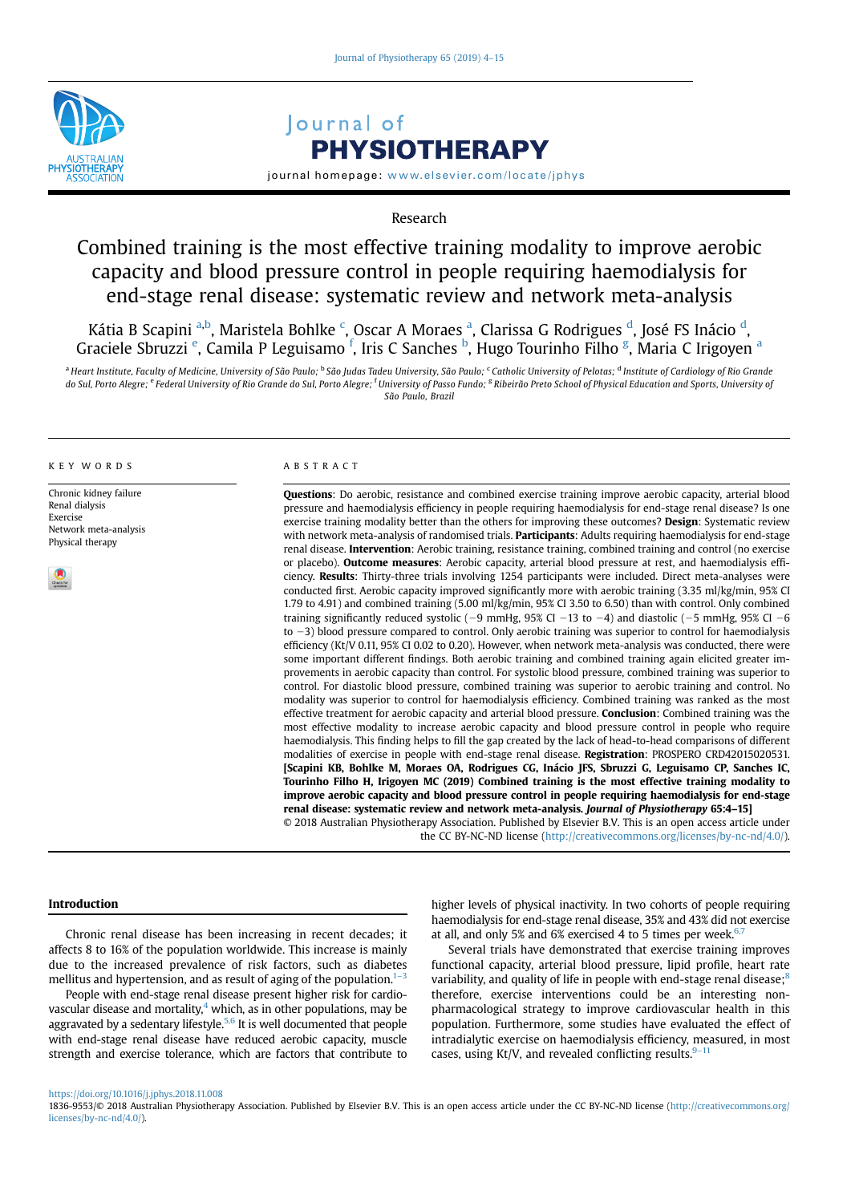Research

# Combined training is the most effective training modality to improve aerobic capacity and blood pressure control in people requiring haemodialysis for end-stage renal disease: systematic review and network meta-analysis

Kátia B Scapini [a,b], Maristela Bohlke [c], Oscar A Moraes [a], Clarissa G Rodrigues [d], José FS Inácio [d], Graciele Sbruzzi [e], Camila P Leguisamo [f], Iris C Sanches [b], Hugo Tourinho Filho [g], Maria C Irigoyen [a]

[a] Heart Institute, Faculty of Medicine, University of São Paulo; [b] São Judas Tadeu University, São Paulo; [c] Catholic University of Pelotas; [d] Institute of Cardiology of Rio Grande do Sul, Porto Alegre; [e] Federal University of Rio Grande do Sul, Porto Alegre; [f] University of Passo Fundo; [g] Ribeirão Preto School of Physical Education and Sports, University of São Paulo, Brazil

## KEY WORDS

Chronic kidney failure
Renal dialysis
Exercise
Network meta-analysis
Physical therapy

## ABSTRACT

**Questions**: Do aerobic, resistance and combined exercise training improve aerobic capacity, arterial blood pressure and haemodialysis efficiency in people requiring haemodialysis for end-stage renal disease? Is one exercise training modality better than the others for improving these outcomes? **Design**: Systematic review with network meta-analysis of randomised trials. **Participants**: Adults requiring haemodialysis for end-stage renal disease. **Intervention**: Aerobic training, resistance training, combined training and control (no exercise or placebo). **Outcome measures**: Aerobic capacity, arterial blood pressure at rest, and haemodialysis efficiency. **Results**: Thirty-three trials involving 1254 participants were included. Direct meta-analyses were conducted first. Aerobic capacity improved significantly more with aerobic training (3.35 ml/kg/min, 95% CI 1.79 to 4.91) and combined training (5.00 ml/kg/min, 95% CI 3.50 to 6.50) than with control. Only combined training significantly reduced systolic (−9 mmHg, 95% CI −13 to −4) and diastolic (−5 mmHg, 95% CI −6 to −3) blood pressure compared to control. Only aerobic training was superior to control for haemodialysis efficiency (Kt/V 0.11, 95% CI 0.02 to 0.20). However, when network meta-analysis was conducted, there were some important different findings. Both aerobic training and combined training again elicited greater improvements in aerobic capacity than control. For systolic blood pressure, combined training was superior to control. For diastolic blood pressure, combined training was superior to aerobic training and control. No modality was superior to control for haemodialysis efficiency. Combined training was ranked as the most effective treatment for aerobic capacity and arterial blood pressure. **Conclusion**: Combined training was the most effective modality to increase aerobic capacity and blood pressure control in people who require haemodialysis. This finding helps to fill the gap created by the lack of head-to-head comparisons of different modalities of exercise in people with end-stage renal disease. **Registration**: PROSPERO CRD42015020531. **[Scapini KB, Bohlke M, Moraes OA, Rodrigues CG, Inácio JFS, Sbruzzi G, Leguisamo CP, Sanches IC, Tourinho Filho H, Irigoyen MC (2019) Combined training is the most effective training modality to improve aerobic capacity and blood pressure control in people requiring haemodialysis for end-stage renal disease: systematic review and network meta-analysis. *Journal of Physiotherapy* 65:4–15]**

© 2018 Australian Physiotherapy Association. Published by Elsevier B.V. This is an open access article under the CC BY-NC-ND license (http://creativecommons.org/licenses/by-nc-nd/4.0/).

## Introduction

Chronic renal disease has been increasing in recent decades; it affects 8 to 16% of the population worldwide. This increase is mainly due to the increased prevalence of risk factors, such as diabetes mellitus and hypertension, and as result of aging of the population.[1–3]

People with end-stage renal disease present higher risk for cardiovascular disease and mortality,[4] which, as in other populations, may be aggravated by a sedentary lifestyle.[5,6] It is well documented that people with end-stage renal disease have reduced aerobic capacity, muscle strength and exercise tolerance, which are factors that contribute to higher levels of physical inactivity. In two cohorts of people requiring haemodialysis for end-stage renal disease, 35% and 43% did not exercise at all, and only 5% and 6% exercised 4 to 5 times per week.[6,7]

Several trials have demonstrated that exercise training improves functional capacity, arterial blood pressure, lipid profile, heart rate variability, and quality of life in people with end-stage renal disease;[8] therefore, exercise interventions could be an interesting non-pharmacological strategy to improve cardiovascular health in this population. Furthermore, some studies have evaluated the effect of intradialytic exercise on haemodialysis efficiency, measured, in most cases, using Kt/V, and revealed conflicting results.[9–11]

https://doi.org/10.1016/j.jphys.2018.11.008
1836-9553/© 2018 Australian Physiotherapy Association. Published by Elsevier B.V. This is an open access article under the CC BY-NC-ND license (http://creativecommons.org/licenses/by-nc-nd/4.0/).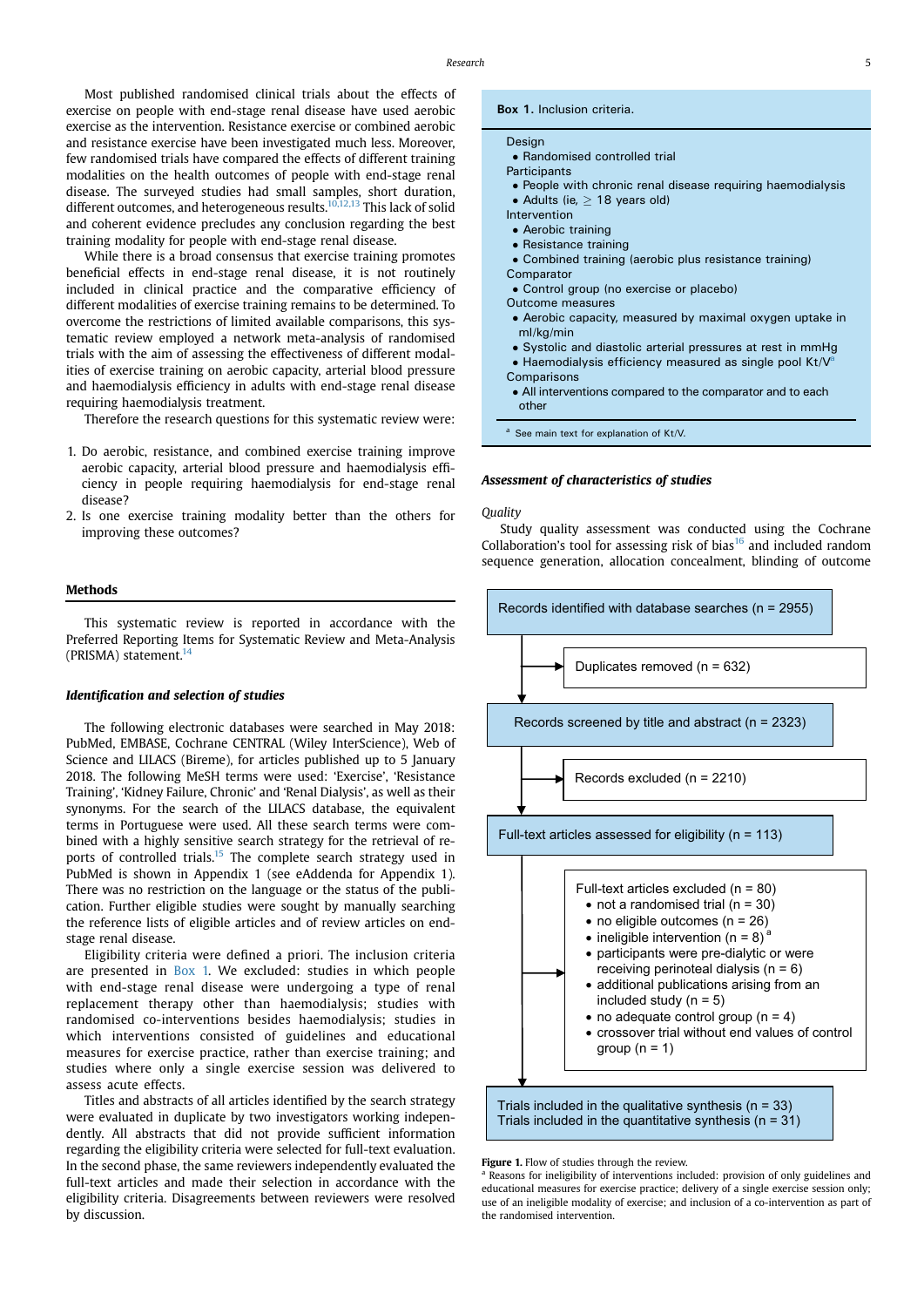Most published randomised clinical trials about the effects of exercise on people with end-stage renal disease have used aerobic exercise as the intervention. Resistance exercise or combined aerobic and resistance exercise have been investigated much less. Moreover, few randomised trials have compared the effects of different training modalities on the health outcomes of people with end-stage renal disease. The surveyed studies had small samples, short duration, different outcomes, and heterogeneous results.[10,12,13] This lack of solid and coherent evidence precludes any conclusion regarding the best training modality for people with end-stage renal disease.

While there is a broad consensus that exercise training promotes beneficial effects in end-stage renal disease, it is not routinely included in clinical practice and the comparative efficiency of different modalities of exercise training remains to be determined. To overcome the restrictions of limited available comparisons, this systematic review employed a network meta-analysis of randomised trials with the aim of assessing the effectiveness of different modalities of exercise training on aerobic capacity, arterial blood pressure and haemodialysis efficiency in adults with end-stage renal disease requiring haemodialysis treatment.

Therefore the research questions for this systematic review were:

1. Do aerobic, resistance, and combined exercise training improve aerobic capacity, arterial blood pressure and haemodialysis efficiency in people requiring haemodialysis for end-stage renal disease?
2. Is one exercise training modality better than the others for improving these outcomes?

## Methods

This systematic review is reported in accordance with the Preferred Reporting Items for Systematic Review and Meta-Analysis (PRISMA) statement.[14]

### *Identification and selection of studies*

The following electronic databases were searched in May 2018: PubMed, EMBASE, Cochrane CENTRAL (Wiley InterScience), Web of Science and LILACS (Bireme), for articles published up to 5 January 2018. The following MeSH terms were used: 'Exercise', 'Resistance Training', 'Kidney Failure, Chronic' and 'Renal Dialysis', as well as their synonyms. For the search of the LILACS database, the equivalent terms in Portuguese were used. All these search terms were combined with a highly sensitive search strategy for the retrieval of reports of controlled trials.[15] The complete search strategy used in PubMed is shown in Appendix 1 (see eAddenda for Appendix 1). There was no restriction on the language or the status of the publication. Further eligible studies were sought by manually searching the reference lists of eligible articles and of review articles on end-stage renal disease.

Eligibility criteria were defined a priori. The inclusion criteria are presented in Box 1. We excluded: studies in which people with end-stage renal disease were undergoing a type of renal replacement therapy other than haemodialysis; studies with randomised co-interventions besides haemodialysis; studies in which interventions consisted of guidelines and educational measures for exercise practice, rather than exercise training; and studies where only a single exercise session was delivered to assess acute effects.

Titles and abstracts of all articles identified by the search strategy were evaluated in duplicate by two investigators working independently. All abstracts that did not provide sufficient information regarding the eligibility criteria were selected for full-text evaluation. In the second phase, the same reviewers independently evaluated the full-text articles and made their selection in accordance with the eligibility criteria. Disagreements between reviewers were resolved by discussion.

**Box 1.** Inclusion criteria.

Design
- Randomised controlled trial

Participants
- People with chronic renal disease requiring haemodialysis
- Adults (ie, ≥ 18 years old)

Intervention
- Aerobic training
- Resistance training
- Combined training (aerobic plus resistance training)

Comparator
- Control group (no exercise or placebo)

Outcome measures
- Aerobic capacity, measured by maximal oxygen uptake in ml/kg/min
- Systolic and diastolic arterial pressures at rest in mmHg
- Haemodialysis efficiency measured as single pool Kt/V[a]

Comparisons
- All interventions compared to the comparator and to each other

[a] See main text for explanation of Kt/V.

### *Assessment of characteristics of studies*

*Quality*

Study quality assessment was conducted using the Cochrane Collaboration's tool for assessing risk of bias[16] and included random sequence generation, allocation concealment, blinding of outcome

Records identified with database searches (n = 2955)
→ Duplicates removed (n = 632)

Records screened by title and abstract (n = 2323)
→ Records excluded (n = 2210)

Full-text articles assessed for eligibility (n = 113)
→ Full-text articles excluded (n = 80)
- not a randomised trial (n = 30)
- no eligible outcomes (n = 26)
- ineligible intervention (n = 8)[a]
- participants were pre-dialytic or were receiving perinoteal dialysis (n = 6)
- additional publications arising from an included study (n = 5)
- no adequate control group (n = 4)
- crossover trial without end values of control group (n = 1)

Trials included in the qualitative synthesis (n = 33)
Trials included in the quantitative synthesis (n = 31)

**Figure 1.** Flow of studies through the review.
[a] Reasons for ineligibility of interventions included: provision of only guidelines and educational measures for exercise practice; delivery of a single exercise session only; use of an ineligible modality of exercise; and inclusion of a co-intervention as part of the randomised intervention.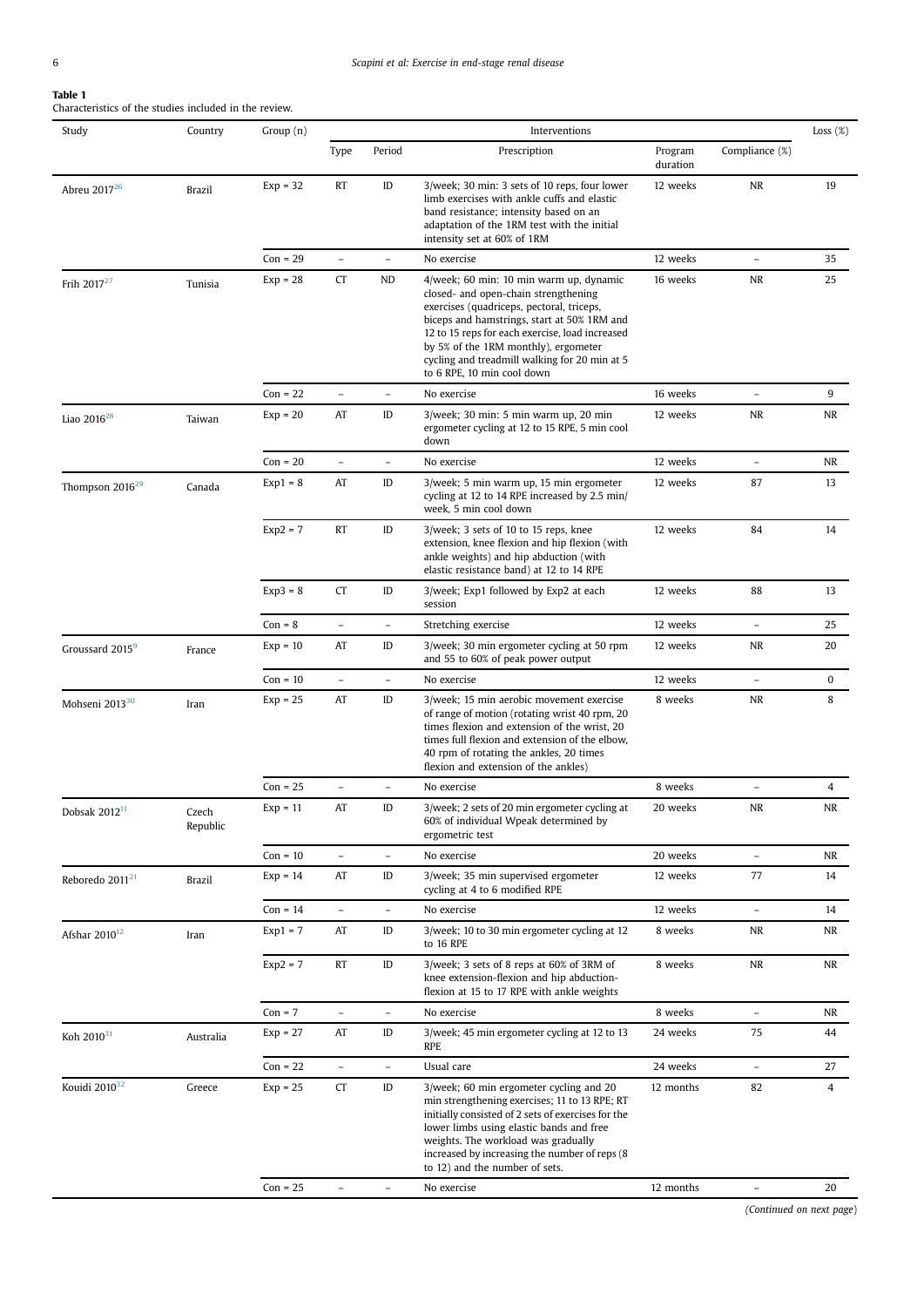**Table 1**
Characteristics of the studies included in the review.

| Study | Country | Group (n) | Interventions | | | | | Loss (%) |
|---|---|---|---|---|---|---|---|---|
| | | | Type | Period | Prescription | Program duration | Compliance (%) | |
| Abreu 2017[26] | Brazil | Exp = 32 | RT | ID | 3/week; 30 min: 3 sets of 10 reps, four lower limb exercises with ankle cuffs and elastic band resistance; intensity based on an adaptation of the 1RM test with the initial intensity set at 60% of 1RM | 12 weeks | NR | 19 |
| | | Con = 29 | – | – | No exercise | 12 weeks | – | 35 |
| Frih 2017[27] | Tunisia | Exp = 28 | CT | ND | 4/week; 60 min: 10 min warm up, dynamic closed- and open-chain strengthening exercises (quadriceps, pectoral, triceps, biceps and hamstrings, start at 50% 1RM and 12 to 15 reps for each exercise, load increased by 5% of the 1RM monthly), ergometer cycling and treadmill walking for 20 min at 5 to 6 RPE, 10 min cool down | 16 weeks | NR | 25 |
| | | Con = 22 | – | – | No exercise | 16 weeks | – | 9 |
| Liao 2016[28] | Taiwan | Exp = 20 | AT | ID | 3/week; 30 min: 5 min warm up, 20 min ergometer cycling at 12 to 15 RPE, 5 min cool down | 12 weeks | NR | NR |
| | | Con = 20 | – | – | No exercise | 12 weeks | – | NR |
| Thompson 2016[29] | Canada | Exp1 = 8 | AT | ID | 3/week; 5 min warm up, 15 min ergometer cycling at 12 to 14 RPE increased by 2.5 min/week, 5 min cool down | 12 weeks | 87 | 13 |
| | | Exp2 = 7 | RT | ID | 3/week; 3 sets of 10 to 15 reps, knee extension, knee flexion and hip flexion (with ankle weights) and hip abduction (with elastic resistance band) at 12 to 14 RPE | 12 weeks | 84 | 14 |
| | | Exp3 = 8 | CT | ID | 3/week; Exp1 followed by Exp2 at each session | 12 weeks | 88 | 13 |
| | | Con = 8 | – | – | Stretching exercise | 12 weeks | – | 25 |
| Groussard 2015[9] | France | Exp = 10 | AT | ID | 3/week; 30 min ergometer cycling at 50 rpm and 55 to 60% of peak power output | 12 weeks | NR | 20 |
| | | Con = 10 | – | – | No exercise | 12 weeks | – | 0 |
| Mohseni 2013[30] | Iran | Exp = 25 | AT | ID | 3/week; 15 min aerobic movement exercise of range of motion (rotating wrist 40 rpm, 20 times flexion and extension of the wrist, 20 times full flexion and extension of the elbow, 40 rpm of rotating the ankles, 20 times flexion and extension of the ankles) | 8 weeks | NR | 8 |
| | | Con = 25 | – | – | No exercise | 8 weeks | – | 4 |
| Dobsak 2012[11] | Czech Republic | Exp = 11 | AT | ID | 3/week; 2 sets of 20 min ergometer cycling at 60% of individual Wpeak determined by ergometric test | 20 weeks | NR | NR |
| | | Con = 10 | – | – | No exercise | 20 weeks | – | NR |
| Reboredo 2011[21] | Brazil | Exp = 14 | AT | ID | 3/week; 35 min supervised ergometer cycling at 4 to 6 modified RPE | 12 weeks | 77 | 14 |
| | | Con = 14 | – | – | No exercise | 12 weeks | – | 14 |
| Afshar 2010[12] | Iran | Exp1 = 7 | AT | ID | 3/week; 10 to 30 min ergometer cycling at 12 to 16 RPE | 8 weeks | NR | NR |
| | | Exp2 = 7 | RT | ID | 3/week; 3 sets of 8 reps at 60% of 3RM of knee extension-flexion and hip abduction-flexion at 15 to 17 RPE with ankle weights | 8 weeks | NR | NR |
| | | Con = 7 | – | – | No exercise | 8 weeks | – | NR |
| Koh 2010[31] | Australia | Exp = 27 | AT | ID | 3/week; 45 min ergometer cycling at 12 to 13 RPE | 24 weeks | 75 | 44 |
| | | Con = 22 | – | – | Usual care | 24 weeks | – | 27 |
| Kouidi 2010[32] | Greece | Exp = 25 | CT | ID | 3/week; 60 min ergometer cycling and 20 min strengthening exercises; 11 to 13 RPE; RT initially consisted of 2 sets of exercises for the lower limbs using elastic bands and free weights. The workload was gradually increased by increasing the number of reps (8 to 12) and the number of sets. | 12 months | 82 | 4 |
| | | Con = 25 | – | – | No exercise | 12 months | – | 20 |

*(Continued on next page)*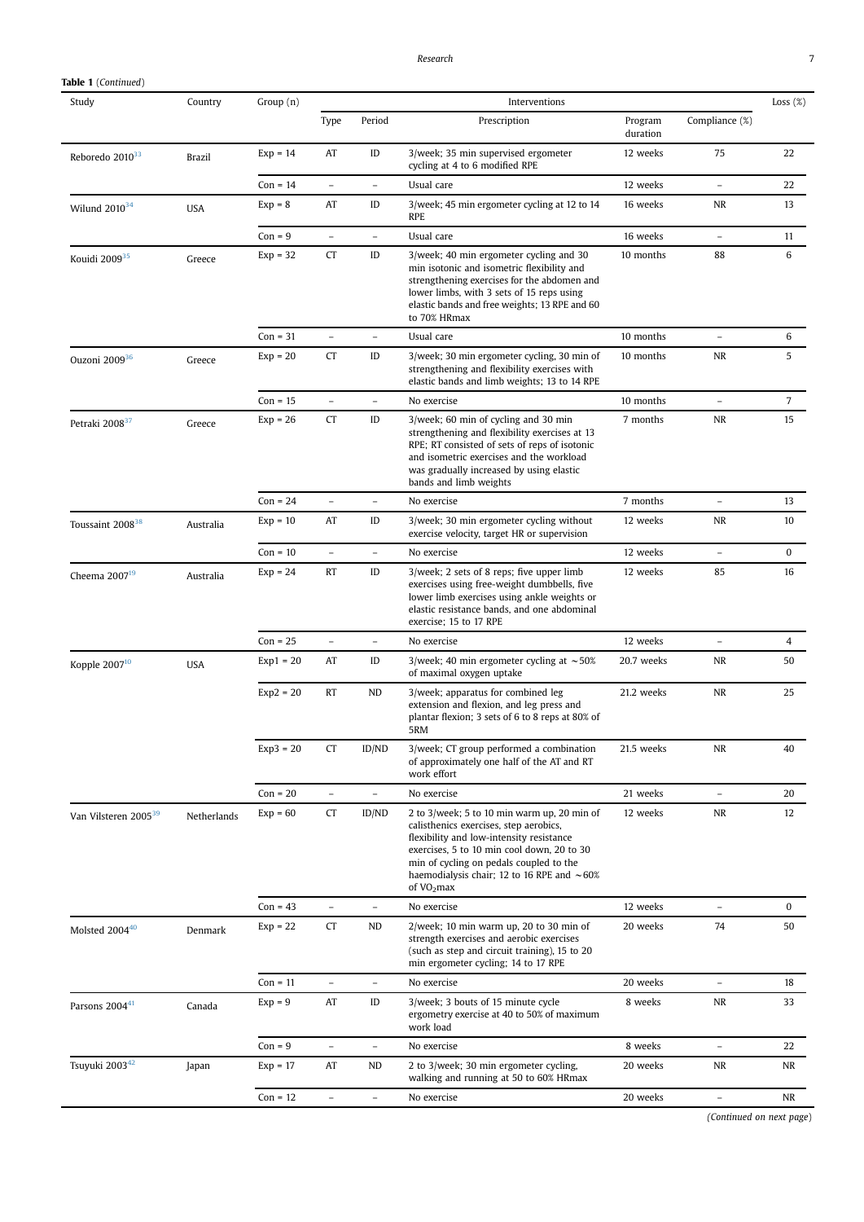**Table 1** (*Continued*)

| Study | Country | Group (n) | Interventions | | | | | | Loss (%) |
|---|---|---|---|---|---|---|---|---|---|
| | | | Type | Period | Prescription | Program duration | Compliance (%) | | |
| Reboredo 2010[33] | Brazil | Exp = 14 | AT | ID | 3/week; 35 min supervised ergometer cycling at 4 to 6 modified RPE | 12 weeks | 75 | | 22 |
| | | Con = 14 | – | – | Usual care | 12 weeks | – | | 22 |
| Wilund 2010[34] | USA | Exp = 8 | AT | ID | 3/week; 45 min ergometer cycling at 12 to 14 RPE | 16 weeks | NR | | 13 |
| | | Con = 9 | – | – | Usual care | 16 weeks | – | | 11 |
| Kouidi 2009[35] | Greece | Exp = 32 | CT | ID | 3/week; 40 min ergometer cycling and 30 min isotonic and isometric flexibility and strengthening exercises for the abdomen and lower limbs, with 3 sets of 15 reps using elastic bands and free weights; 13 RPE and 60 to 70% HRmax | 10 months | 88 | | 6 |
| | | Con = 31 | – | – | Usual care | 10 months | – | | 6 |
| Ouzoni 2009[36] | Greece | Exp = 20 | CT | ID | 3/week; 30 min ergometer cycling, 30 min of strengthening and flexibility exercises with elastic bands and limb weights; 13 to 14 RPE | 10 months | NR | | 5 |
| | | Con = 15 | – | – | No exercise | 10 months | – | | 7 |
| Petraki 2008[37] | Greece | Exp = 26 | CT | ID | 3/week; 60 min of cycling and 30 min strengthening and flexibility exercises at 13 RPE; RT consisted of sets of reps of isotonic and isometric exercises and the workload was gradually increased by using elastic bands and limb weights | 7 months | NR | | 15 |
| | | Con = 24 | – | – | No exercise | 7 months | – | | 13 |
| Toussaint 2008[38] | Australia | Exp = 10 | AT | ID | 3/week; 30 min ergometer cycling without exercise velocity, target HR or supervision | 12 weeks | NR | | 10 |
| | | Con = 10 | – | – | No exercise | 12 weeks | – | | 0 |
| Cheema 2007[19] | Australia | Exp = 24 | RT | ID | 3/week; 2 sets of 8 reps; five upper limb exercises using free-weight dumbbells, five lower limb exercises using ankle weights or elastic resistance bands, and one abdominal exercise; 15 to 17 RPE | 12 weeks | 85 | | 16 |
| | | Con = 25 | – | – | No exercise | 12 weeks | – | | 4 |
| Kopple 2007[10] | USA | Exp1 = 20 | AT | ID | 3/week; 40 min ergometer cycling at ∼50% of maximal oxygen uptake | 20.7 weeks | NR | | 50 |
| | | Exp2 = 20 | RT | ND | 3/week; apparatus for combined leg extension and flexion, and leg press and plantar flexion; 3 sets of 6 to 8 reps at 80% of 5RM | 21.2 weeks | NR | | 25 |
| | | Exp3 = 20 | CT | ID/ND | 3/week; CT group performed a combination of approximately one half of the AT and RT work effort | 21.5 weeks | NR | | 40 |
| | | Con = 20 | – | – | No exercise | 21 weeks | – | | 20 |
| Van Vilsteren 2005[39] | Netherlands | Exp = 60 | CT | ID/ND | 2 to 3/week; 5 to 10 min warm up, 20 min of calisthenics exercises, step aerobics, flexibility and low-intensity resistance exercises, 5 to 10 min cool down, 20 to 30 min of cycling on pedals coupled to the haemodialysis chair; 12 to 16 RPE and ∼60% of $VO_2$max | 12 weeks | NR | | 12 |
| | | Con = 43 | – | – | No exercise | 12 weeks | – | | 0 |
| Molsted 2004[40] | Denmark | Exp = 22 | CT | ND | 2/week; 10 min warm up, 20 to 30 min of strength exercises and aerobic exercises (such as step and circuit training), 15 to 20 min ergometer cycling; 14 to 17 RPE | 20 weeks | 74 | | 50 |
| | | Con = 11 | – | – | No exercise | 20 weeks | – | | 18 |
| Parsons 2004[41] | Canada | Exp = 9 | AT | ID | 3/week; 3 bouts of 15 minute cycle ergometry exercise at 40 to 50% of maximum work load | 8 weeks | NR | | 33 |
| | | Con = 9 | – | – | No exercise | 8 weeks | – | | 22 |
| Tsuyuki 2003[42] | Japan | Exp = 17 | AT | ND | 2 to 3/week; 30 min ergometer cycling, walking and running at 50 to 60% HRmax | 20 weeks | NR | | NR |
| | | Con = 12 | – | – | No exercise | 20 weeks | – | | NR |

(*Continued on next page*)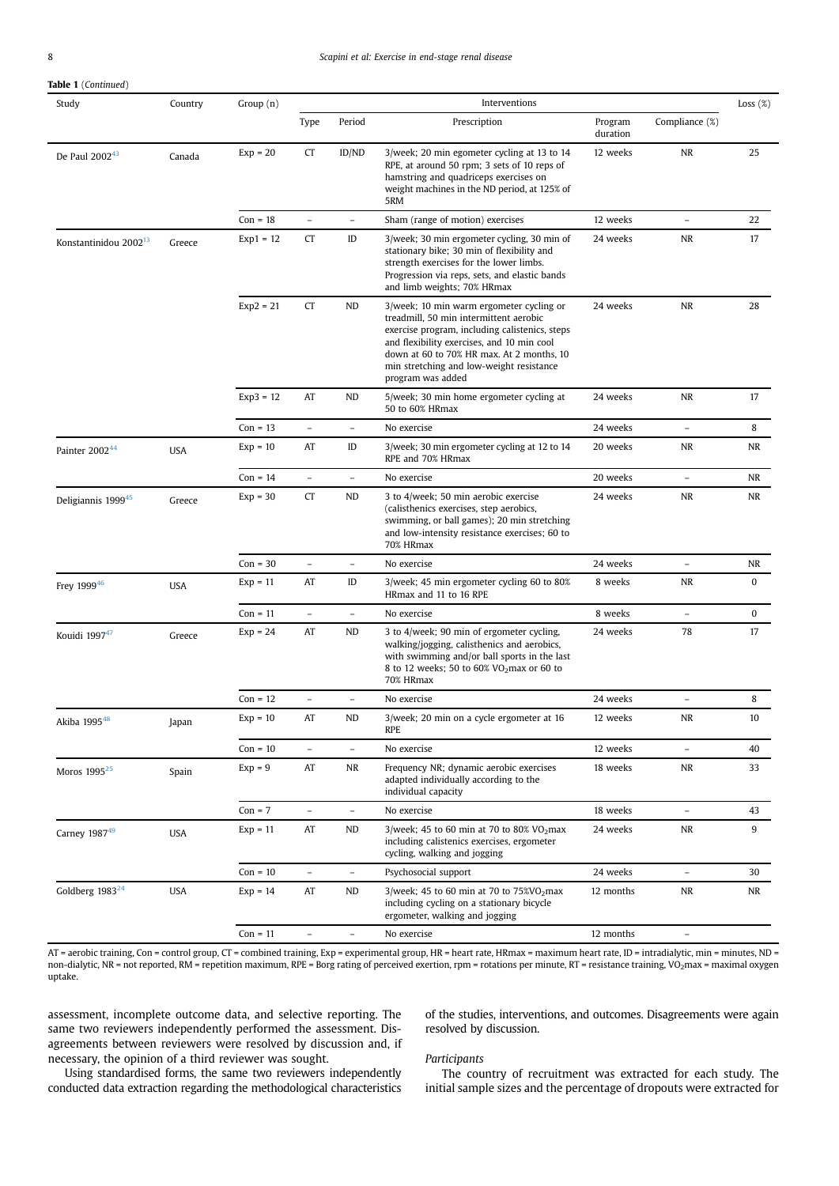**Table 1** (*Continued*)

| Study | Country | Group (n) | Interventions | | | | | Loss (%) |
|---|---|---|---|---|---|---|---|---|
| | | | Type | Period | Prescription | Program duration | Compliance (%) | |
| De Paul 2002[43] | Canada | Exp = 20 | CT | ID/ND | 3/week; 20 min egometer cycling at 13 to 14 RPE, at around 50 rpm; 3 sets of 10 reps of hamstring and quadriceps exercises on weight machines in the ND period, at 125% of 5RM | 12 weeks | NR | 25 |
| | | Con = 18 | – | – | Sham (range of motion) exercises | 12 weeks | – | 22 |
| Konstantinidou 2002[13] | Greece | Exp1 = 12 | CT | ID | 3/week; 30 min ergometer cycling, 30 min of stationary bike; 30 min of flexibility and strength exercises for the lower limbs. Progression via reps, sets, and elastic bands and limb weights; 70% HRmax | 24 weeks | NR | 17 |
| | | Exp2 = 21 | CT | ND | 3/week; 10 min warm ergometer cycling or treadmill, 50 min intermittent aerobic exercise program, including calistenics, steps and flexibility exercises, and 10 min cool down at 60 to 70% HR max. At 2 months, 10 min stretching and low-weight resistance program was added | 24 weeks | NR | 28 |
| | | Exp3 = 12 | AT | ND | 5/week; 30 min home ergometer cycling at 50 to 60% HRmax | 24 weeks | NR | 17 |
| | | Con = 13 | – | – | No exercise | 24 weeks | – | 8 |
| Painter 2002[44] | USA | Exp = 10 | AT | ID | 3/week; 30 min ergometer cycling at 12 to 14 RPE and 70% HRmax | 20 weeks | NR | NR |
| | | Con = 14 | – | – | No exercise | 20 weeks | – | NR |
| Deligiannis 1999[45] | Greece | Exp = 30 | CT | ND | 3 to 4/week; 50 min aerobic exercise (calisthenics exercises, step aerobics, swimming, or ball games); 20 min stretching and low-intensity resistance exercises; 60 to 70% HRmax | 24 weeks | NR | NR |
| | | Con = 30 | – | – | No exercise | 24 weeks | – | NR |
| Frey 1999[46] | USA | Exp = 11 | AT | ID | 3/week; 45 min ergometer cycling 60 to 80% HRmax and 11 to 16 RPE | 8 weeks | NR | 0 |
| | | Con = 11 | – | – | No exercise | 8 weeks | – | 0 |
| Kouidi 1997[47] | Greece | Exp = 24 | AT | ND | 3 to 4/week; 90 min of ergometer cycling, walking/jogging, calisthenics and aerobics, with swimming and/or ball sports in the last 8 to 12 weeks; 50 to 60% $VO_2$max or 60 to 70% HRmax | 24 weeks | 78 | 17 |
| | | Con = 12 | – | – | No exercise | 24 weeks | – | 8 |
| Akiba 1995[48] | Japan | Exp = 10 | AT | ND | 3/week; 20 min on a cycle ergometer at 16 RPE | 12 weeks | NR | 10 |
| | | Con = 10 | – | – | No exercise | 12 weeks | – | 40 |
| Moros 1995[25] | Spain | Exp = 9 | AT | NR | Frequency NR; dynamic aerobic exercises adapted individually according to the individual capacity | 18 weeks | NR | 33 |
| | | Con = 7 | – | – | No exercise | 18 weeks | – | 43 |
| Carney 1987[49] | USA | Exp = 11 | AT | ND | 3/week; 45 to 60 min at 70 to 80% $VO_2$max including calistenics exercises, ergometer cycling, walking and jogging | 24 weeks | NR | 9 |
| | | Con = 10 | – | – | Psychosocial support | 24 weeks | – | 30 |
| Goldberg 1983[24] | USA | Exp = 14 | AT | ND | 3/week; 45 to 60 min at 70 to 75%$VO_2$max including cycling on a stationary bicycle ergometer, walking and jogging | 12 months | NR | NR |
| | | Con = 11 | – | – | No exercise | 12 months | – | |

AT = aerobic training, Con = control group, CT = combined training, Exp = experimental group, HR = heart rate, HRmax = maximum heart rate, ID = intradialytic, min = minutes, ND = non-dialytic, NR = not reported, RM = repetition maximum, RPE = Borg rating of perceived exertion, rpm = rotations per minute, RT = resistance training, $VO_2$max = maximal oxygen uptake.

assessment, incomplete outcome data, and selective reporting. The same two reviewers independently performed the assessment. Disagreements between reviewers were resolved by discussion and, if necessary, the opinion of a third reviewer was sought.

Using standardised forms, the same two reviewers independently conducted data extraction regarding the methodological characteristics of the studies, interventions, and outcomes. Disagreements were again resolved by discussion.

*Participants*

The country of recruitment was extracted for each study. The initial sample sizes and the percentage of dropouts were extracted for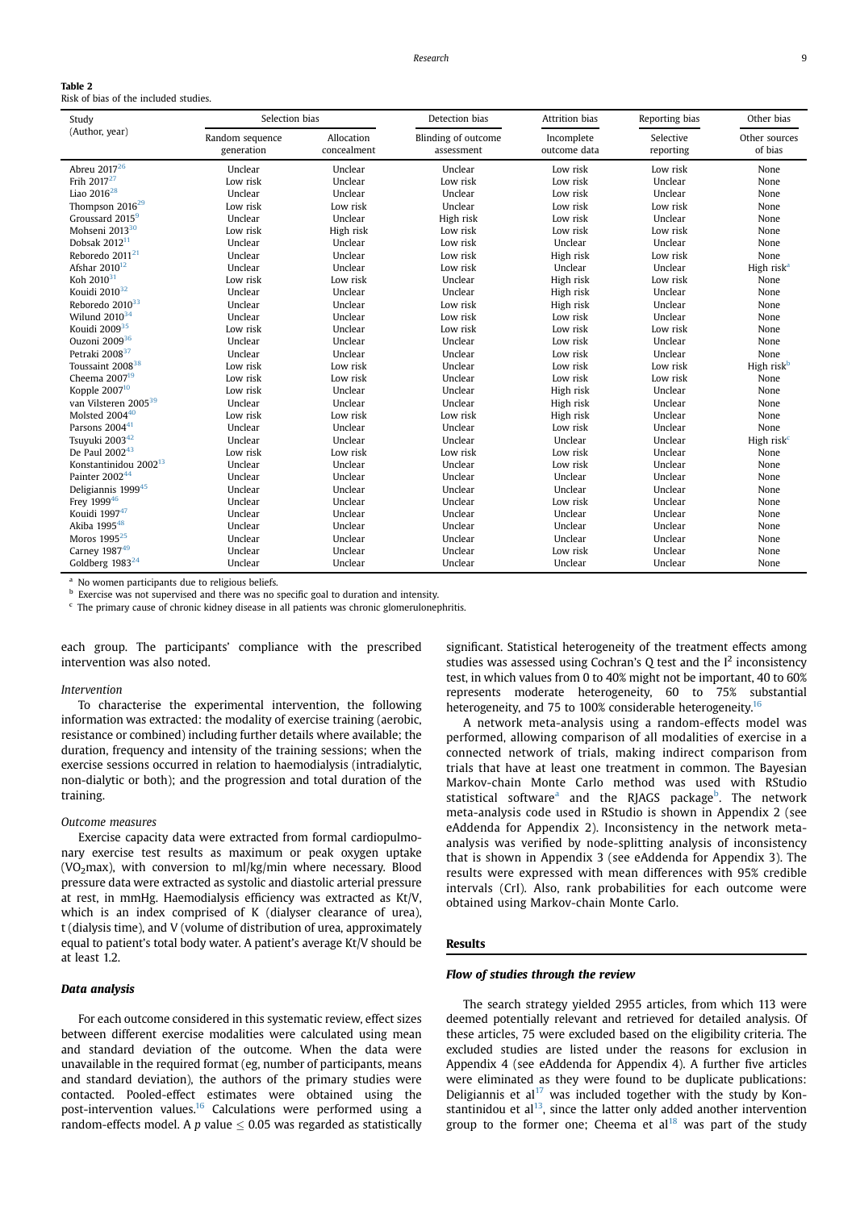**Table 2**
Risk of bias of the included studies.

| Study (Author, year) | Selection bias | | Detection bias | Attrition bias | Reporting bias | Other bias |
|---|---|---|---|---|---|---|
| | Random sequence generation | Allocation concealment | Blinding of outcome assessment | Incomplete outcome data | Selective reporting | Other sources of bias |
| Abreu 2017[26] | Unclear | Unclear | Unclear | Low risk | Low risk | None |
| Frih 2017[27] | Low risk | Unclear | Low risk | Low risk | Unclear | None |
| Liao 2016[28] | Unclear | Unclear | Unclear | Low risk | Unclear | None |
| Thompson 2016[29] | Low risk | Low risk | Unclear | Low risk | Low risk | None |
| Groussard 2015[9] | Unclear | Unclear | High risk | Low risk | Unclear | None |
| Mohseni 2013[30] | Low risk | High risk | Low risk | Low risk | Low risk | None |
| Dobsak 2012[11] | Unclear | Unclear | Low risk | Unclear | Unclear | None |
| Reboredo 2011[21] | Unclear | Unclear | Low risk | High risk | Low risk | None |
| Afshar 2010[12] | Unclear | Unclear | Low risk | Unclear | Unclear | High risk[a] |
| Koh 2010[31] | Low risk | Low risk | Unclear | High risk | Low risk | None |
| Kouidi 2010[32] | Unclear | Unclear | Unclear | High risk | Unclear | None |
| Reboredo 2010[33] | Unclear | Unclear | Low risk | High risk | Unclear | None |
| Wilund 2010[34] | Unclear | Unclear | Low risk | Low risk | Unclear | None |
| Kouidi 2009[35] | Low risk | Unclear | Low risk | Low risk | Low risk | None |
| Ouzoni 2009[36] | Unclear | Unclear | Unclear | Low risk | Unclear | None |
| Petraki 2008[37] | Unclear | Unclear | Unclear | Low risk | Unclear | None |
| Toussaint 2008[38] | Low risk | Low risk | Unclear | Low risk | Low risk | High risk[b] |
| Cheema 2007[19] | Low risk | Low risk | Unclear | Low risk | Low risk | None |
| Kopple 2007[10] | Low risk | Unclear | Unclear | High risk | Unclear | None |
| van Vilsteren 2005[39] | Unclear | Unclear | Unclear | High risk | Unclear | None |
| Molsted 2004[40] | Low risk | Low risk | Low risk | High risk | Unclear | None |
| Parsons 2004[41] | Unclear | Unclear | Unclear | Low risk | Unclear | None |
| Tsuyuki 2003[42] | Unclear | Unclear | Unclear | Unclear | Unclear | High risk[c] |
| De Paul 2002[43] | Low risk | Low risk | Low risk | Low risk | Unclear | None |
| Konstantinidou 2002[13] | Unclear | Unclear | Unclear | Low risk | Unclear | None |
| Painter 2002[44] | Unclear | Unclear | Unclear | Unclear | Unclear | None |
| Deligiannis 1999[45] | Unclear | Unclear | Unclear | Unclear | Unclear | None |
| Frey 1999[46] | Unclear | Unclear | Unclear | Low risk | Unclear | None |
| Kouidi 1997[47] | Unclear | Unclear | Unclear | Unclear | Unclear | None |
| Akiba 1995[48] | Unclear | Unclear | Unclear | Unclear | Unclear | None |
| Moros 1995[25] | Unclear | Unclear | Unclear | Unclear | Unclear | None |
| Carney 1987[49] | Unclear | Unclear | Unclear | Low risk | Unclear | None |
| Goldberg 1983[24] | Unclear | Unclear | Unclear | Unclear | Unclear | None |

[a] No women participants due to religious beliefs.
[b] Exercise was not supervised and there was no specific goal to duration and intensity.
[c] The primary cause of chronic kidney disease in all patients was chronic glomerulonephritis.

each group. The participants' compliance with the prescribed intervention was also noted.

*Intervention*

To characterise the experimental intervention, the following information was extracted: the modality of exercise training (aerobic, resistance or combined) including further details where available; the duration, frequency and intensity of the training sessions; when the exercise sessions occurred in relation to haemodialysis (intradialytic, non-dialytic or both); and the progression and total duration of the training.

*Outcome measures*

Exercise capacity data were extracted from formal cardiopulmonary exercise test results as maximum or peak oxygen uptake ($VO_2max$), with conversion to ml/kg/min where necessary. Blood pressure data were extracted as systolic and diastolic arterial pressure at rest, in mmHg. Haemodialysis efficiency was extracted as Kt/V, which is an index comprised of K (dialyser clearance of urea), t (dialysis time), and V (volume of distribution of urea, approximately equal to patient's total body water. A patient's average Kt/V should be at least 1.2.

### Data analysis

For each outcome considered in this systematic review, effect sizes between different exercise modalities were calculated using mean and standard deviation of the outcome. When the data were unavailable in the required format (eg, number of participants, means and standard deviation), the authors of the primary studies were contacted. Pooled-effect estimates were obtained using the post-intervention values.[16] Calculations were performed using a random-effects model. A $p$ value $\leq 0.05$ was regarded as statistically significant. Statistical heterogeneity of the treatment effects among studies was assessed using Cochran's Q test and the $I^2$ inconsistency test, in which values from 0 to 40% might not be important, 40 to 60% represents moderate heterogeneity, 60 to 75% substantial heterogeneity, and 75 to 100% considerable heterogeneity.[16]

A network meta-analysis using a random-effects model was performed, allowing comparison of all modalities of exercise in a connected network of trials, making indirect comparison from trials that have at least one treatment in common. The Bayesian Markov-chain Monte Carlo method was used with RStudio statistical software[a] and the RJAGS package[b]. The network meta-analysis code used in RStudio is shown in Appendix 2 (see eAddenda for Appendix 2). Inconsistency in the network meta-analysis was verified by node-splitting analysis of inconsistency that is shown in Appendix 3 (see eAddenda for Appendix 3). The results were expressed with mean differences with 95% credible intervals (CrI). Also, rank probabilities for each outcome were obtained using Markov-chain Monte Carlo.

## Results

### Flow of studies through the review

The search strategy yielded 2955 articles, from which 113 were deemed potentially relevant and retrieved for detailed analysis. Of these articles, 75 were excluded based on the eligibility criteria. The excluded studies are listed under the reasons for exclusion in Appendix 4 (see eAddenda for Appendix 4). A further five articles were eliminated as they were found to be duplicate publications: Deligiannis et al[17] was included together with the study by Konstantinidou et al[13], since the latter only added another intervention group to the former one; Cheema et al[18] was part of the study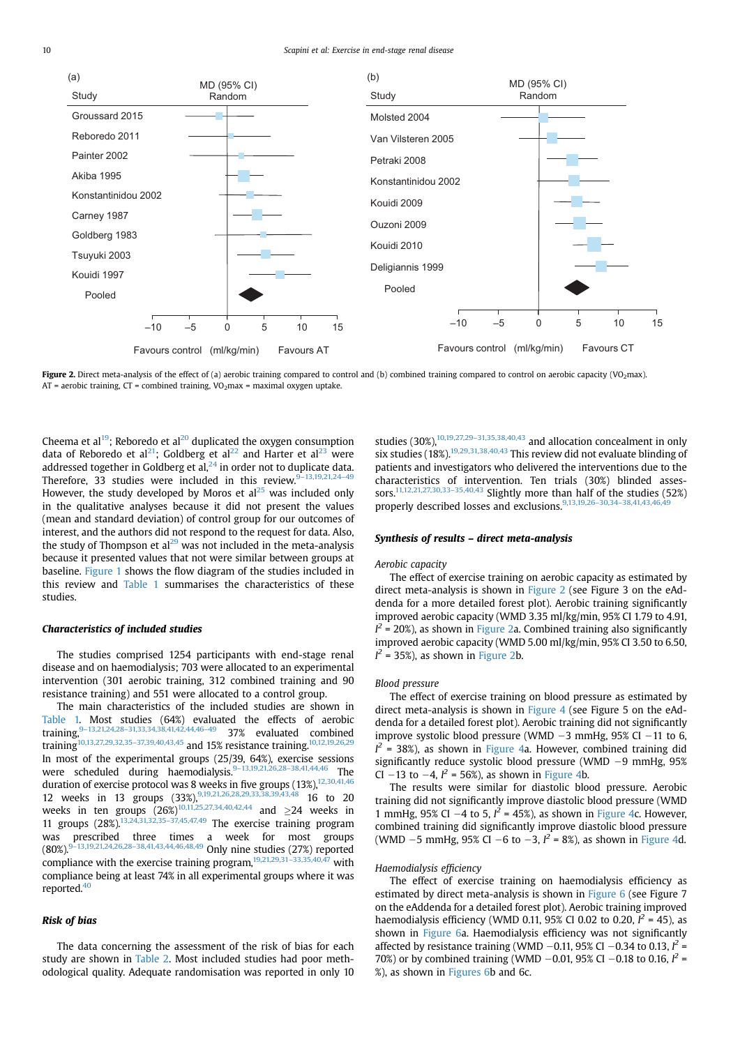**Figure 2.** Direct meta-analysis of the effect of (a) aerobic training compared to control and (b) combined training compared to control on aerobic capacity ($VO_2$max). AT = aerobic training, CT = combined training, $VO_2$max = maximal oxygen uptake.

Cheema et al[19]; Reboredo et al[20] duplicated the oxygen consumption data of Reboredo et al[21]; Goldberg et al[22] and Harter et al[23] were addressed together in Goldberg et al,[24] in order not to duplicate data. Therefore, 33 studies were included in this review.[9–13,19,21,24–49] However, the study developed by Moros et al[25] was included only in the qualitative analyses because it did not present the values (mean and standard deviation) of control group for our outcomes of interest, and the authors did not respond to the request for data. Also, the study of Thompson et al[29] was not included in the meta-analysis because it presented values that not were similar between groups at baseline. Figure 1 shows the flow diagram of the studies included in this review and Table 1 summarises the characteristics of these studies.

### Characteristics of included studies

The studies comprised 1254 participants with end-stage renal disease and on haemodialysis; 703 were allocated to an experimental intervention (301 aerobic training, 312 combined training and 90 resistance training) and 551 were allocated to a control group.

The main characteristics of the included studies are shown in Table 1. Most studies (64%) evaluated the effects of aerobic training,[9–13,21,24,28–31,33,34,38,41,42,44,46–49] 37% evaluated combined training[10,13,27,29,32,35–37,39,40,43,45] and 15% resistance training.[10,12,19,26,29] In most of the experimental groups (25/39, 64%), exercise sessions were scheduled during haemodialysis.[9–13,19,21,26,28–38,41,44,46] The duration of exercise protocol was 8 weeks in five groups (13%),[12,30,41,46] 12 weeks in 13 groups (33%),[9,19,21,26,28,29,33,38,39,43,48] 16 to 20 weeks in ten groups (26%)[10,11,25,27,34,40,42,44] and ≥24 weeks in 11 groups (28%).[13,24,31,32,35–37,45,47,49] The exercise training program was prescribed three times a week for most groups (80%).[9–13,19,21,24,26,28–38,41,43,44,46,48,49] Only nine studies (27%) reported compliance with the exercise training program,[19,21,29,31–33,35,40,47] with compliance being at least 74% in all experimental groups where it was reported.[40]

### Risk of bias

The data concerning the assessment of the risk of bias for each study are shown in Table 2. Most included studies had poor methodological quality. Adequate randomisation was reported in only 10 studies (30%),[10,19,27,29–31,35,38,40,43] and allocation concealment in only six studies (18%).[19,29,31,38,40,43] This review did not evaluate blinding of patients and investigators who delivered the interventions due to the characteristics of intervention. Ten trials (30%) blinded assessors.[11,12,21,27,30,33–35,40,43] Slightly more than half of the studies (52%) properly described losses and exclusions.[9,13,19,26–30,34–38,41,43,46,49]

### *Synthesis of results – direct meta-analysis*

#### *Aerobic capacity*

The effect of exercise training on aerobic capacity as estimated by direct meta-analysis is shown in Figure 2 (see Figure 3 on the eAddenda for a more detailed forest plot). Aerobic training significantly improved aerobic capacity (WMD 3.35 ml/kg/min, 95% CI 1.79 to 4.91, $I^2$ = 20%), as shown in Figure 2a. Combined training also significantly improved aerobic capacity (WMD 5.00 ml/kg/min, 95% CI 3.50 to 6.50, $I^2$ = 35%), as shown in Figure 2b.

#### *Blood pressure*

The effect of exercise training on blood pressure as estimated by direct meta-analysis is shown in Figure 4 (see Figure 5 on the eAddenda for a detailed forest plot). Aerobic training did not significantly improve systolic blood pressure (WMD −3 mmHg, 95% CI −11 to 6, $I^2$ = 38%), as shown in Figure 4a. However, combined training did significantly reduce systolic blood pressure (WMD −9 mmHg, 95% CI −13 to −4, $I^2$ = 56%), as shown in Figure 4b.

The results were similar for diastolic blood pressure. Aerobic training did not significantly improve diastolic blood pressure (WMD 1 mmHg, 95% CI −4 to 5, $I^2$ = 45%), as shown in Figure 4c. However, combined training did significantly improve diastolic blood pressure (WMD −5 mmHg, 95% CI −6 to −3, $I^2$ = 8%), as shown in Figure 4d.

#### *Haemodialysis efficiency*

The effect of exercise training on haemodialysis efficiency as estimated by direct meta-analysis is shown in Figure 6 (see Figure 7 on the eAddenda for a detailed forest plot). Aerobic training improved haemodialysis efficiency (WMD 0.11, 95% CI 0.02 to 0.20, $I^2$ = 45), as shown in Figure 6a. Haemodialysis efficiency was not significantly affected by resistance training (WMD −0.11, 95% CI −0.34 to 0.13, $I^2$ = 70%) or by combined training (WMD −0.01, 95% CI −0.18 to 0.16, $I^2$ = %), as shown in Figures 6b and 6c.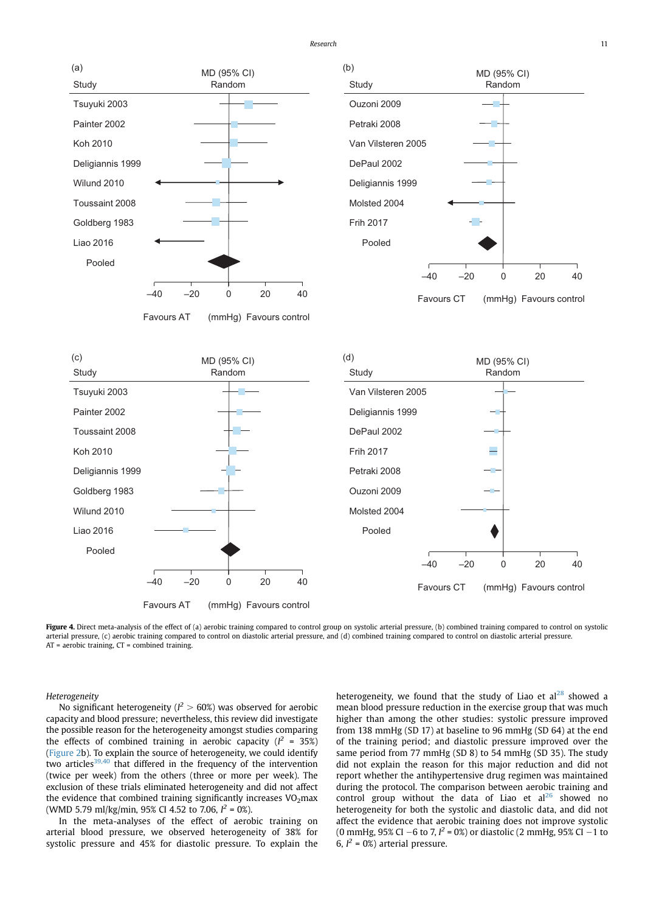**Figure 4.** Direct meta-analysis of the effect of (a) aerobic training compared to control group on systolic arterial pressure, (b) combined training compared to control on systolic arterial pressure, (c) aerobic training compared to control on diastolic arterial pressure, and (d) combined training compared to control on diastolic arterial pressure.
AT = aerobic training, CT = combined training.

*Heterogeneity*

No significant heterogeneity ($I^2 > 60\%$) was observed for aerobic capacity and blood pressure; nevertheless, this review did investigate the possible reason for the heterogeneity amongst studies comparing the effects of combined training in aerobic capacity ($I^2$ = 35%) (Figure 2b). To explain the source of heterogeneity, we could identify two articles[39,40] that differed in the frequency of the intervention (twice per week) from the others (three or more per week). The exclusion of these trials eliminated heterogeneity and did not affect the evidence that combined training significantly increases $VO_2max$ (WMD 5.79 ml/kg/min, 95% CI 4.52 to 7.06, $I^2$ = 0%).

In the meta-analyses of the effect of aerobic training on arterial blood pressure, we observed heterogeneity of 38% for systolic pressure and 45% for diastolic pressure. To explain the heterogeneity, we found that the study of Liao et al[28] showed a mean blood pressure reduction in the exercise group that was much higher than among the other studies: systolic pressure improved from 138 mmHg (SD 17) at baseline to 96 mmHg (SD 64) at the end of the training period; and diastolic pressure improved over the same period from 77 mmHg (SD 8) to 54 mmHg (SD 35). The study did not explain the reason for this major reduction and did not report whether the antihypertensive drug regimen was maintained during the protocol. The comparison between aerobic training and control group without the data of Liao et al[26] showed no heterogeneity for both the systolic and diastolic data, and did not affect the evidence that aerobic training does not improve systolic (0 mmHg, 95% CI −6 to 7, $I^2$ = 0%) or diastolic (2 mmHg, 95% CI −1 to 6, $I^2$ = 0%) arterial pressure.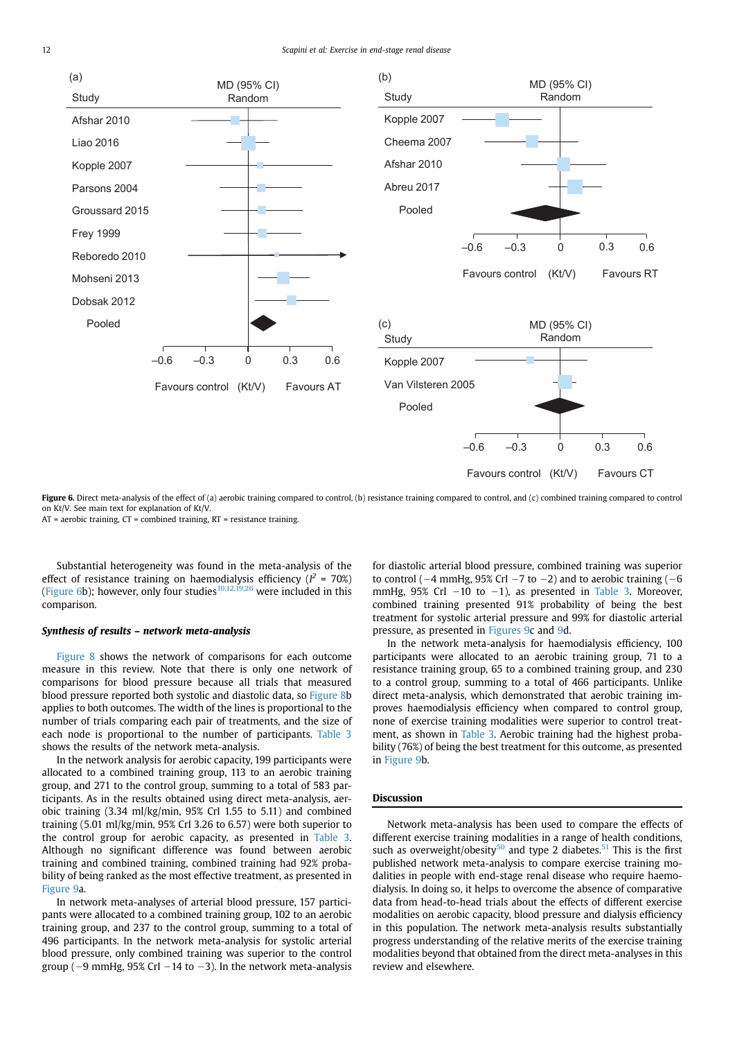(a)

| Study | MD (95% CI) Random |
|---|---|
| Afshar 2010 | |
| Liao 2016 | |
| Kopple 2007 | |
| Parsons 2004 | |
| Groussard 2015 | |
| Frey 1999 | |
| Reboredo 2010 | |
| Mohseni 2013 | |
| Dobsak 2012 | |
| Pooled | |

−0.6 −0.3 0 0.3 0.6

Favours control (Kt/V) Favours AT

(b)

| Study | MD (95% CI) Random |
|---|---|
| Kopple 2007 | |
| Cheema 2007 | |
| Afshar 2010 | |
| Abreu 2017 | |
| Pooled | |

−0.6 −0.3 0 0.3 0.6

Favours control (Kt/V) Favours RT

(c)

| Study | MD (95% CI) Random |
|---|---|
| Kopple 2007 | |
| Van Vilsteren 2005 | |
| Pooled | |

−0.6 −0.3 0 0.3 0.6

Favours control (Kt/V) Favours CT

**Figure 6.** Direct meta-analysis of the effect of (a) aerobic training compared to control, (b) resistance training compared to control, and (c) combined training compared to control on Kt/V. See main text for explanation of Kt/V.
AT = aerobic training, CT = combined training, RT = resistance training.

Substantial heterogeneity was found in the meta-analysis of the effect of resistance training on haemodialysis efficiency ($I^2$ = 70%) (Figure 6b); however, only four studies[10,12,19,26] were included in this comparison.

### Synthesis of results – network meta-analysis

Figure 8 shows the network of comparisons for each outcome measure in this review. Note that there is only one network of comparisons for blood pressure because all trials that measured blood pressure reported both systolic and diastolic data, so Figure 8b applies to both outcomes. The width of the lines is proportional to the number of trials comparing each pair of treatments, and the size of each node is proportional to the number of participants. Table 3 shows the results of the network meta-analysis.

In the network analysis for aerobic capacity, 199 participants were allocated to a combined training group, 113 to an aerobic training group, and 271 to the control group, summing to a total of 583 participants. As in the results obtained using direct meta-analysis, aerobic training (3.34 ml/kg/min, 95% CrI 1.55 to 5.11) and combined training (5.01 ml/kg/min, 95% CrI 3.26 to 6.57) were both superior to the control group for aerobic capacity, as presented in Table 3. Although no significant difference was found between aerobic training and combined training, combined training had 92% probability of being ranked as the most effective treatment, as presented in Figure 9a.

In network meta-analyses of arterial blood pressure, 157 participants were allocated to a combined training group, 102 to an aerobic training group, and 237 to the control group, summing to a total of 496 participants. In the network meta-analysis for systolic arterial blood pressure, only combined training was superior to the control group (−9 mmHg, 95% CrI −14 to −3). In the network meta-analysis for diastolic arterial blood pressure, combined training was superior to control (−4 mmHg, 95% CrI −7 to −2) and to aerobic training (−6 mmHg, 95% CrI −10 to −1), as presented in Table 3. Moreover, combined training presented 91% probability of being the best treatment for systolic arterial pressure and 99% for diastolic arterial pressure, as presented in Figures 9c and 9d.

In the network meta-analysis for haemodialysis efficiency, 100 participants were allocated to an aerobic training group, 71 to a resistance training group, 65 to a combined training group, and 230 to a control group, summing to a total of 466 participants. Unlike direct meta-analysis, which demonstrated that aerobic training improves haemodialysis efficiency when compared to control group, none of exercise training modalities were superior to control treatment, as shown in Table 3. Aerobic training had the highest probability (76%) of being the best treatment for this outcome, as presented in Figure 9b.

## Discussion

Network meta-analysis has been used to compare the effects of different exercise training modalities in a range of health conditions, such as overweight/obesity[50] and type 2 diabetes.[51] This is the first published network meta-analysis to compare exercise training modalities in people with end-stage renal disease who require haemodialysis. In doing so, it helps to overcome the absence of comparative data from head-to-head trials about the effects of different exercise modalities on aerobic capacity, blood pressure and dialysis efficiency in this population. The network meta-analysis results substantially progress understanding of the relative merits of the exercise training modalities beyond that obtained from the direct meta-analyses in this review and elsewhere.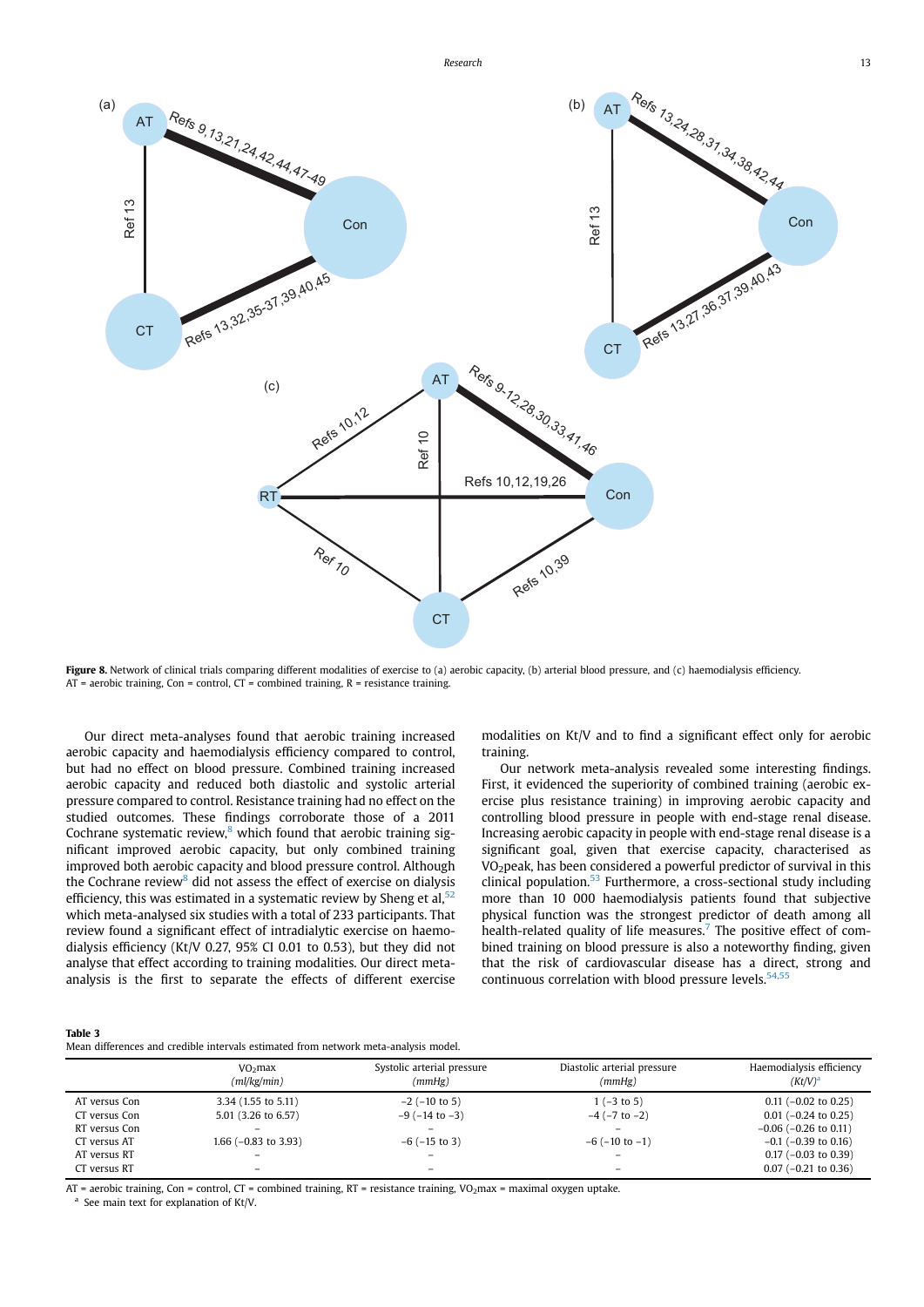Figure 8. Network of clinical trials comparing different modalities of exercise to (a) aerobic capacity, (b) arterial blood pressure, and (c) haemodialysis efficiency.
AT = aerobic training, Con = control, CT = combined training, R = resistance training.

Our direct meta-analyses found that aerobic training increased aerobic capacity and haemodialysis efficiency compared to control, but had no effect on blood pressure. Combined training increased aerobic capacity and reduced both diastolic and systolic arterial pressure compared to control. Resistance training had no effect on the studied outcomes. These findings corroborate those of a 2011 Cochrane systematic review,[8] which found that aerobic training significant improved aerobic capacity, but only combined training improved both aerobic capacity and blood pressure control. Although the Cochrane review[8] did not assess the effect of exercise on dialysis efficiency, this was estimated in a systematic review by Sheng et al,[52] which meta-analysed six studies with a total of 233 participants. That review found a significant effect of intradialytic exercise on haemodialysis efficiency (Kt/V 0.27, 95% CI 0.01 to 0.53), but they did not analyse that effect according to training modalities. Our direct meta-analysis is the first to separate the effects of different exercise modalities on Kt/V and to find a significant effect only for aerobic training.

Our network meta-analysis revealed some interesting findings. First, it evidenced the superiority of combined training (aerobic exercise plus resistance training) in improving aerobic capacity and controlling blood pressure in people with end-stage renal disease. Increasing aerobic capacity in people with end-stage renal disease is a significant goal, given that exercise capacity, characterised as $VO_2$peak, has been considered a powerful predictor of survival in this clinical population.[53] Furthermore, a cross-sectional study including more than 10 000 haemodialysis patients found that subjective physical function was the strongest predictor of death among all health-related quality of life measures.[7] The positive effect of combined training on blood pressure is also a noteworthy finding, given that the risk of cardiovascular disease has a direct, strong and continuous correlation with blood pressure levels.[54,55]

**Table 3**
Mean differences and credible intervals estimated from network meta-analysis model.

| | $VO_2$max (ml/kg/min) | Systolic arterial pressure (mmHg) | Diastolic arterial pressure (mmHg) | Haemodialysis efficiency (Kt/V)[a] |
|---|---|---|---|---|
| AT versus Con | 3.34 (1.55 to 5.11) | −2 (−10 to 5) | 1 (−3 to 5) | 0.11 (−0.02 to 0.25) |
| CT versus Con | 5.01 (3.26 to 6.57) | −9 (−14 to −3) | −4 (−7 to −2) | 0.01 (−0.24 to 0.25) |
| RT versus Con | – | – | – | −0.06 (−0.26 to 0.11) |
| CT versus AT | 1.66 (−0.83 to 3.93) | −6 (−15 to 3) | −6 (−10 to −1) | −0.1 (−0.39 to 0.16) |
| AT versus RT | – | – | – | 0.17 (−0.03 to 0.39) |
| CT versus RT | – | – | – | 0.07 (−0.21 to 0.36) |

AT = aerobic training, Con = control, CT = combined training, RT = resistance training, $VO_2$max = maximal oxygen uptake.
[a] See main text for explanation of Kt/V.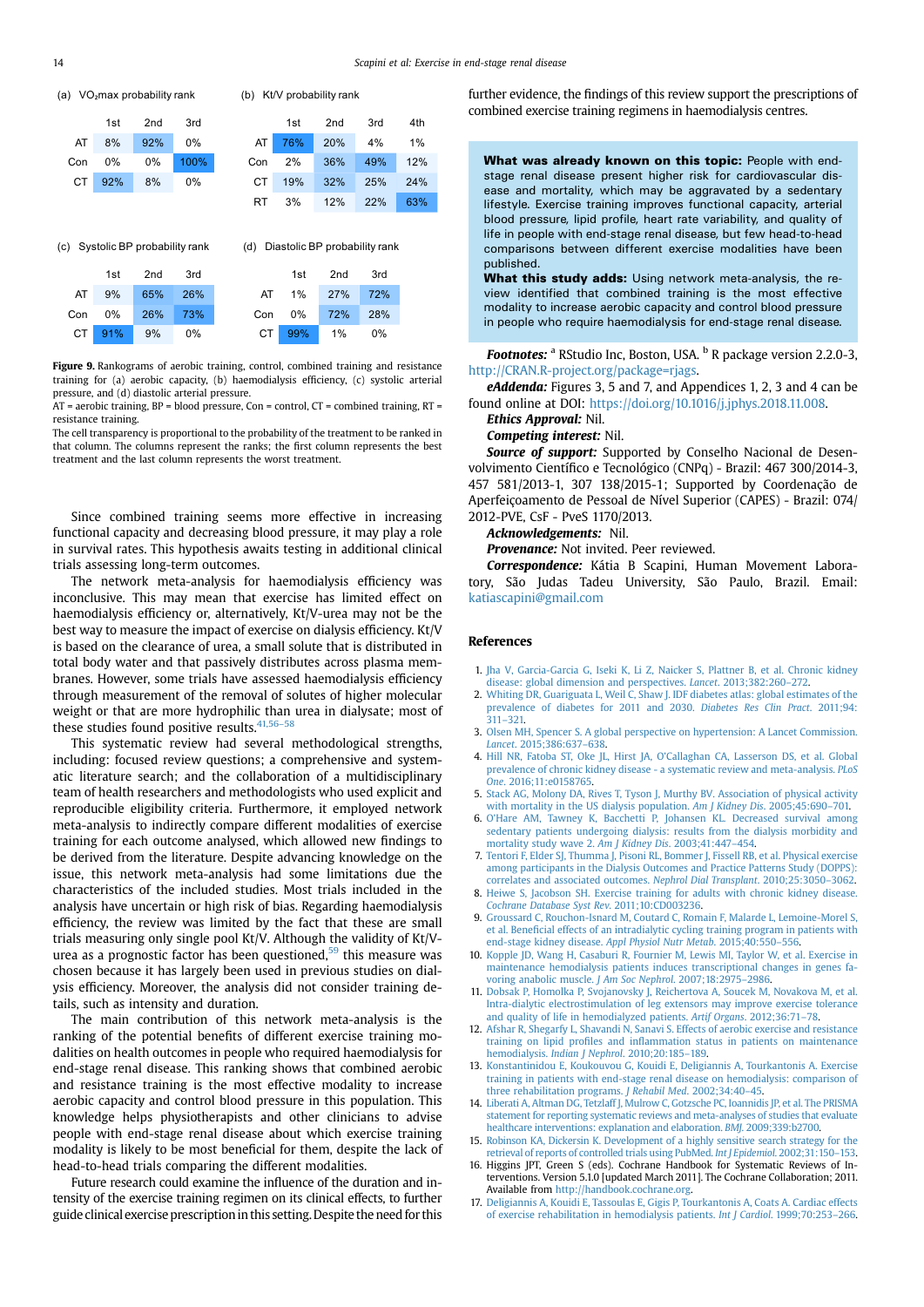(a) $VO_2$max probability rank

| | 1st | 2nd | 3rd |
|---|---|---|---|
| AT | 8% | 92% | 0% |
| Con | 0% | 0% | 100% |
| CT | 92% | 8% | 0% |

(b) Kt/V probability rank

| | 1st | 2nd | 3rd | 4th |
|---|---|---|---|---|
| AT | 76% | 20% | 4% | 1% |
| Con | 2% | 36% | 49% | 12% |
| CT | 19% | 32% | 25% | 24% |
| RT | 3% | 12% | 22% | 63% |

(c) Systolic BP probability rank

| | 1st | 2nd | 3rd |
|---|---|---|---|
| AT | 9% | 65% | 26% |
| Con | 0% | 26% | 73% |
| CT | 91% | 9% | 0% |

(d) Diastolic BP probability rank

| | 1st | 2nd | 3rd |
|---|---|---|---|
| AT | 1% | 27% | 72% |
| Con | 0% | 72% | 28% |
| CT | 99% | 1% | 0% |

**Figure 9.** Rankograms of aerobic training, control, combined training and resistance training for (a) aerobic capacity, (b) haemodialysis efficiency, (c) systolic arterial pressure, and (d) diastolic arterial pressure.

AT = aerobic training, BP = blood pressure, Con = control, CT = combined training, RT = resistance training.

The cell transparency is proportional to the probability of the treatment to be ranked in that column. The columns represent the ranks; the first column represents the best treatment and the last column represents the worst treatment.

Since combined training seems more effective in increasing functional capacity and decreasing blood pressure, it may play a role in survival rates. This hypothesis awaits testing in additional clinical trials assessing long-term outcomes.

The network meta-analysis for haemodialysis efficiency was inconclusive. This may mean that exercise has limited effect on haemodialysis efficiency or, alternatively, Kt/V-urea may not be the best way to measure the impact of exercise on dialysis efficiency. Kt/V is based on the clearance of urea, a small solute that is distributed in total body water and that passively distributes across plasma membranes. However, some trials have assessed haemodialysis efficiency through measurement of the removal of solutes of higher molecular weight or that are more hydrophilic than urea in dialysate; most of these studies found positive results.[41,56–58]

This systematic review had several methodological strengths, including: focused review questions; a comprehensive and systematic literature search; and the collaboration of a multidisciplinary team of health researchers and methodologists who used explicit and reproducible eligibility criteria. Furthermore, it employed network meta-analysis to indirectly compare different modalities of exercise training for each outcome analysed, which allowed new findings to be derived from the literature. Despite advancing knowledge on the issue, this network meta-analysis had some limitations due the characteristics of the included studies. Most trials included in the analysis have uncertain or high risk of bias. Regarding haemodialysis efficiency, the review was limited by the fact that these are small trials measuring only single pool Kt/V. Although the validity of Kt/V-urea as a prognostic factor has been questioned,[59] this measure was chosen because it has largely been used in previous studies on dialysis efficiency. Moreover, the analysis did not consider training details, such as intensity and duration.

The main contribution of this network meta-analysis is the ranking of the potential benefits of different exercise training modalities on health outcomes in people who required haemodialysis for end-stage renal disease. This ranking shows that combined aerobic and resistance training is the most effective modality to increase aerobic capacity and control blood pressure in this population. This knowledge helps physiotherapists and other clinicians to advise people with end-stage renal disease about which exercise training modality is likely to be most beneficial for them, despite the lack of head-to-head trials comparing the different modalities.

Future research could examine the influence of the duration and intensity of the exercise training regimen on its clinical effects, to further guide clinical exercise prescription in this setting. Despite the need for this further evidence, the findings of this review support the prescriptions of combined exercise training regimens in haemodialysis centres.

**What was already known on this topic:** People with end-stage renal disease present higher risk for cardiovascular disease and mortality, which may be aggravated by a sedentary lifestyle. Exercise training improves functional capacity, arterial blood pressure, lipid profile, heart rate variability, and quality of life in people with end-stage renal disease, but few head-to-head comparisons between different exercise modalities have been published.

**What this study adds:** Using network meta-analysis, the review identified that combined training is the most effective modality to increase aerobic capacity and control blood pressure in people who require haemodialysis for end-stage renal disease.

***Footnotes:*** [a] RStudio Inc, Boston, USA. [b] R package version 2.2.0-3, http://CRAN.R-project.org/package=rjags.

***eAddenda:*** Figures 3, 5 and 7, and Appendices 1, 2, 3 and 4 can be found online at DOI: https://doi.org/10.1016/j.jphys.2018.11.008.

***Ethics Approval:*** Nil.

***Competing interest:*** Nil.

***Source of support:*** Supported by Conselho Nacional de Desenvolvimento Científico e Tecnológico (CNPq) - Brazil: 467 300/2014-3, 457 581/2013-1, 307 138/2015-1; Supported by Coordenação de Aperfeiçoamento de Pessoal de Nível Superior (CAPES) - Brazil: 074/2012-PVE, CsF - PveS 1170/2013.

***Acknowledgements:*** Nil.

***Provenance:*** Not invited. Peer reviewed.

***Correspondence:*** Kátia B Scapini, Human Movement Laboratory, São Judas Tadeu University, São Paulo, Brazil. Email: katiascapini@gmail.com

## References

1. Jha V, Garcia-Garcia G, Iseki K, Li Z, Naicker S, Plattner B, et al. Chronic kidney disease: global dimension and perspectives. *Lancet*. 2013;382:260–272.
2. Whiting DR, Guariguata L, Weil C, Shaw J. IDF diabetes atlas: global estimates of the prevalence of diabetes for 2011 and 2030. *Diabetes Res Clin Pract*. 2011;94:311–321.
3. Olsen MH, Spencer S. A global perspective on hypertension: A Lancet Commission. *Lancet*. 2015;386:637–638.
4. Hill NR, Fatoba ST, Oke JL, Hirst JA, O'Callaghan CA, Lasserson DS, et al. Global prevalence of chronic kidney disease - a systematic review and meta-analysis. *PLoS One*. 2016;11:e0158765.
5. Stack AG, Molony DA, Rives T, Tyson J, Murthy BV. Association of physical activity with mortality in the US dialysis population. *Am J Kidney Dis*. 2005;45:690–701.
6. O'Hare AM, Tawney K, Bacchetti P, Johansen KL. Decreased survival among sedentary patients undergoing dialysis: results from the dialysis morbidity and mortality study wave 2. *Am J Kidney Dis*. 2003;41:447–454.
7. Tentori F, Elder SJ, Thumma J, Pisoni RL, Bommer J, Fissell RB, et al. Physical exercise among participants in the Dialysis Outcomes and Practice Patterns Study (DOPPS): correlates and associated outcomes. *Nephrol Dial Transplant*. 2010;25:3050–3062.
8. Heiwe S, Jacobson SH. Exercise training for adults with chronic kidney disease. *Cochrane Database Syst Rev*. 2011;10:CD003236.
9. Groussard C, Rouchon-Isnard M, Coutard C, Romain F, Malarde L, Lemoine-Morel S, et al. Beneficial effects of an intradialytic cycling training program in patients with end-stage kidney disease. *Appl Physiol Nutr Metab*. 2015;40:550–556.
10. Kopple JD, Wang H, Casaburi R, Fournier M, Lewis MI, Taylor W, et al. Exercise in maintenance hemodialysis patients induces transcriptional changes in genes favoring anabolic muscle. *J Am Soc Nephrol*. 2007;18:2975–2986.
11. Dobsak P, Homolka P, Svojanovsky J, Reichertova A, Soucek M, Novakova M, et al. Intra-dialytic electrostimulation of leg extensors may improve exercise tolerance and quality of life in hemodialyzed patients. *Artif Organs*. 2012;36:71–78.
12. Afshar R, Shegarfy L, Shavandi N, Sanavi S. Effects of aerobic exercise and resistance training on lipid profiles and inflammation status in patients on maintenance hemodialysis. *Indian J Nephrol*. 2010;20:185–189.
13. Konstantinidou E, Koukouvou G, Kouidi E, Deligiannis A, Tourkantonis A. Exercise training in patients with end-stage renal disease on hemodialysis: comparison of three rehabilitation programs. *J Rehabil Med*. 2002;34:40–45.
14. Liberati A, Altman DG, Tetzlaff J, Mulrow C, Gotzsche PC, Ioannidis JP, et al. The PRISMA statement for reporting systematic reviews and meta-analyses of studies that evaluate healthcare interventions: explanation and elaboration. *BMJ*. 2009;339:b2700.
15. Robinson KA, Dickersin K. Development of a highly sensitive search strategy for the retrieval of reports of controlled trials using PubMed. *Int J Epidemiol*. 2002;31:150–153.
16. Higgins JPT, Green S (eds). Cochrane Handbook for Systematic Reviews of Interventions. Version 5.1.0 [updated March 2011]. The Cochrane Collaboration; 2011. Available from http://handbook.cochrane.org.
17. Deligiannis A, Kouidi E, Tassoulas E, Gigis P, Tourkantonis A, Coats A. Cardiac effects of exercise rehabilitation in hemodialysis patients. *Int J Cardiol*. 1999;70:253–266.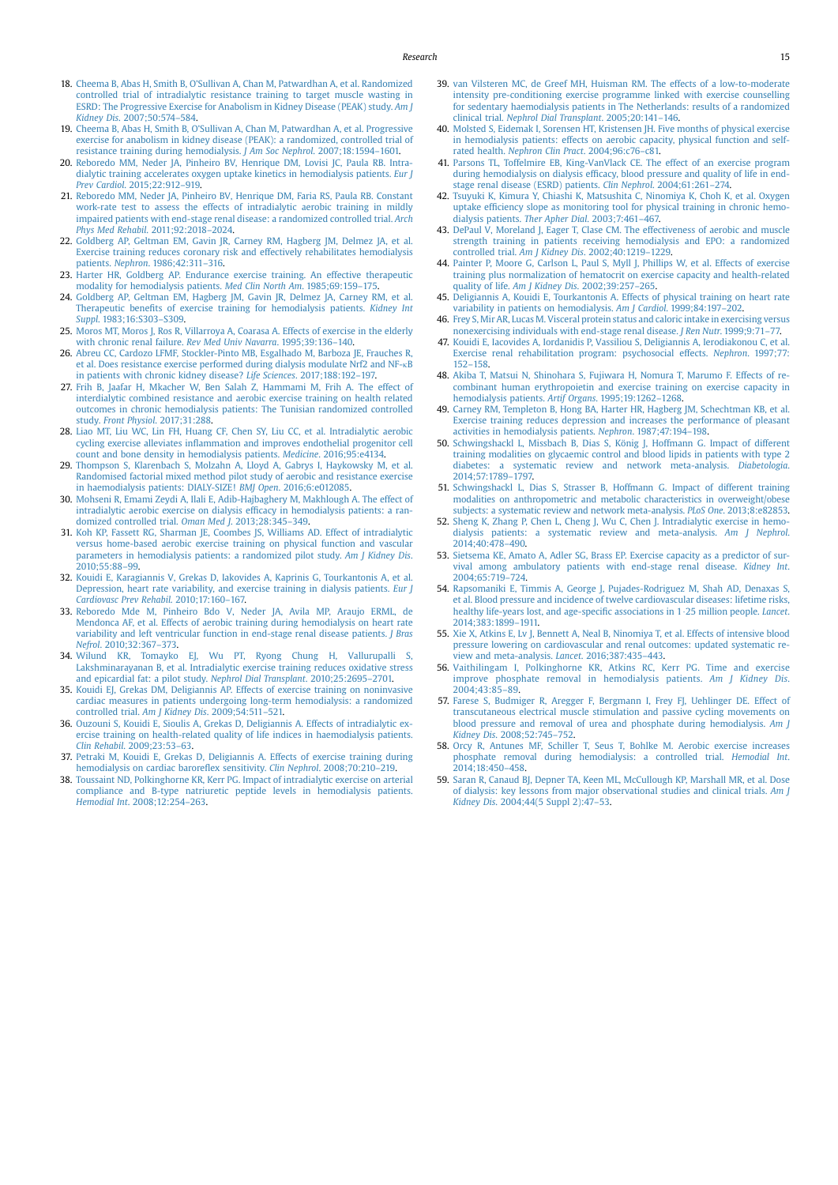18. Cheema B, Abas H, Smith B, O'Sullivan A, Chan M, Patwardhan A, et al. Randomized controlled trial of intradialytic resistance training to target muscle wasting in ESRD: The Progressive Exercise for Anabolism in Kidney Disease (PEAK) study. *Am J Kidney Dis*. 2007;50:574–584.
19. Cheema B, Abas H, Smith B, O'Sullivan A, Chan M, Patwardhan A, et al. Progressive exercise for anabolism in kidney disease (PEAK): a randomized, controlled trial of resistance training during hemodialysis. *J Am Soc Nephrol*. 2007;18:1594–1601.
20. Reboredo MM, Neder JA, Pinheiro BV, Henrique DM, Lovisi JC, Paula RB. Intra-dialytic training accelerates oxygen uptake kinetics in hemodialysis patients. *Eur J Prev Cardiol*. 2015;22:912–919.
21. Reboredo MM, Neder JA, Pinheiro BV, Henrique DM, Faria RS, Paula RB. Constant work-rate test to assess the effects of intradialytic aerobic training in mildly impaired patients with end-stage renal disease: a randomized controlled trial. *Arch Phys Med Rehabil*. 2011;92:2018–2024.
22. Goldberg AP, Geltman EM, Gavin JR, Carney RM, Hagberg JM, Delmez JA, et al. Exercise training reduces coronary risk and effectively rehabilitates hemodialysis patients. *Nephron*. 1986;42:311–316.
23. Harter HR, Goldberg AP. Endurance exercise training. An effective therapeutic modality for hemodialysis patients. *Med Clin North Am*. 1985;69:159–175.
24. Goldberg AP, Geltman EM, Hagberg JM, Gavin JR, Delmez JA, Carney RM, et al. Therapeutic benefits of exercise training for hemodialysis patients. *Kidney Int Suppl*. 1983;16:S303–S309.
25. Moros MT, Moros J, Ros R, Villarroya A, Coarasa A. Effects of exercise in the elderly with chronic renal failure. *Rev Med Univ Navarra*. 1995;39:136–140.
26. Abreu CC, Cardozo LFMF, Stockler-Pinto MB, Esgalhado M, Barboza JE, Frauches R, et al. Does resistance exercise performed during dialysis modulate Nrf2 and NF-κB in patients with chronic kidney disease? *Life Sciences*. 2017;188:192–197.
27. Frih B, Jaafar H, Mkacher W, Ben Salah Z, Hammami M, Frih A. The effect of interdialytic combined resistance and aerobic exercise training on health related outcomes in chronic hemodialysis patients: The Tunisian randomized controlled study. *Front Physiol*. 2017;31:288.
28. Liao MT, Liu WC, Lin FH, Huang CF, Chen SY, Liu CC, et al. Intradialytic aerobic cycling exercise alleviates inflammation and improves endothelial progenitor cell count and bone density in hemodialysis patients. *Medicine*. 2016;95:e4134.
29. Thompson S, Klarenbach S, Molzahn A, Lloyd A, Gabrys I, Haykowsky M, et al. Randomised factorial mixed method pilot study of aerobic and resistance exercise in haemodialysis patients: DIALY-SIZE! *BMJ Open*. 2016;6:e012085.
30. Mohseni R, Emami Zeydi A, Ilali E, Adib-Hajbaghery M, Makhlough A. The effect of intradialytic aerobic exercise on dialysis efficacy in hemodialysis patients: a randomized controlled trial. *Oman Med J*. 2013;28:345–349.
31. Koh KP, Fassett RG, Sharman JE, Coombes JS, Williams AD. Effect of intradialytic versus home-based aerobic exercise training on physical function and vascular parameters in hemodialysis patients: a randomized pilot study. *Am J Kidney Dis*. 2010;55:88–99.
32. Kouidi E, Karagiannis V, Grekas D, Iakovides A, Kaprinis G, Tourkantonis A, et al. Depression, heart rate variability, and exercise training in dialysis patients. *Eur J Cardiovasc Prev Rehabil*. 2010;17:160–167.
33. Reboredo Mde M, Pinheiro Bdo V, Neder JA, Avila MP, Araujo ERML, de Mendonca AF, et al. Effects of aerobic training during hemodialysis on heart rate variability and left ventricular function in end-stage renal disease patients. *J Bras Nefrol*. 2010;32:367–373.
34. Wilund KR, Tomayko EJ, Wu PT, Ryong Chung H, Vallurupalli S, Lakshminarayanan B, et al. Intradialytic exercise training reduces oxidative stress and epicardial fat: a pilot study. *Nephrol Dial Transplant*. 2010;25:2695–2701.
35. Kouidi EJ, Grekas DM, Deligiannis AP. Effects of exercise training on noninvasive cardiac measures in patients undergoing long-term hemodialysis: a randomized controlled trial. *Am J Kidney Dis*. 2009;54:511–521.
36. Ouzouni S, Kouidi E, Sioulis A, Grekas D, Deligiannis A. Effects of intradialytic exercise training on health-related quality of life indices in haemodialysis patients. *Clin Rehabil*. 2009;23:53–63.
37. Petraki M, Kouidi E, Grekas D, Deligiannis A. Effects of exercise training during hemodialysis on cardiac baroreflex sensitivity. *Clin Nephrol*. 2008;70:210–219.
38. Toussaint ND, Polkinghorne KR, Kerr PG. Impact of intradialytic exercise on arterial compliance and B-type natriuretic peptide levels in hemodialysis patients. *Hemodial Int*. 2008;12:254–263.
39. van Vilsteren MC, de Greef MH, Huisman RM. The effects of a low-to-moderate intensity pre-conditioning exercise programme linked with exercise counselling for sedentary haemodialysis patients in The Netherlands: results of a randomized clinical trial. *Nephrol Dial Transplant*. 2005;20:141–146.
40. Molsted S, Eidemak I, Sorensen HT, Kristensen JH. Five months of physical exercise in hemodialysis patients: effects on aerobic capacity, physical function and self-rated health. *Nephron Clin Pract*. 2004;96:c76–c81.
41. Parsons TL, Toffelmire EB, King-VanVlack CE. The effect of an exercise program during hemodialysis on dialysis efficacy, blood pressure and quality of life in end-stage renal disease (ESRD) patients. *Clin Nephrol*. 2004;61:261–274.
42. Tsuyuki K, Kimura Y, Chiashi K, Matsushita C, Ninomiya K, Choh K, et al. Oxygen uptake efficiency slope as monitoring tool for physical training in chronic hemodialysis patients. *Ther Apher Dial*. 2003;7:461–467.
43. DePaul V, Moreland J, Eager T, Clase CM. The effectiveness of aerobic and muscle strength training in patients receiving hemodialysis and EPO: a randomized controlled trial. *Am J Kidney Dis*. 2002;40:1219–1229.
44. Painter P, Moore G, Carlson L, Paul S, Myll J, Phillips W, et al. Effects of exercise training plus normalization of hematocrit on exercise capacity and health-related quality of life. *Am J Kidney Dis*. 2002;39:257–265.
45. Deligiannis A, Kouidi E, Tourkantonis A. Effects of physical training on heart rate variability in patients on hemodialysis. *Am J Cardiol*. 1999;84:197–202.
46. Frey S, Mir AR, Lucas M. Visceral protein status and caloric intake in exercising versus nonexercising individuals with end-stage renal disease. *J Ren Nutr*. 1999;9:71–77.
47. Kouidi E, Iacovides A, Iordanidis P, Vassiliou S, Deligiannis A, Ierodiakonou C, et al. Exercise renal rehabilitation program: psychosocial effects. *Nephron*. 1997;77:152–158.
48. Akiba T, Matsui N, Shinohara S, Fujiwara H, Nomura T, Marumo F. Effects of recombinant human erythropoietin and exercise training on exercise capacity in hemodialysis patients. *Artif Organs*. 1995;19:1262–1268.
49. Carney RM, Templeton B, Hong BA, Harter HR, Hagberg JM, Schechtman KB, et al. Exercise training reduces depression and increases the performance of pleasant activities in hemodialysis patients. *Nephron*. 1987;47:194–198.
50. Schwingshackl L, Missbach B, Dias S, König J, Hoffmann G. Impact of different training modalities on glycaemic control and blood lipids in patients with type 2 diabetes: a systematic review and network meta-analysis. *Diabetologia*. 2014;57:1789–1797.
51. Schwingshackl L, Dias S, Strasser B, Hoffmann G. Impact of different training modalities on anthropometric and metabolic characteristics in overweight/obese subjects: a systematic review and network meta-analysis. *PLoS One*. 2013;8:e82853.
52. Sheng K, Zhang P, Chen L, Cheng J, Wu C, Chen J. Intradialytic exercise in hemodialysis patients: a systematic review and meta-analysis. *Am J Nephrol*. 2014;40:478–490.
53. Sietsema KE, Amato A, Adler SG, Brass EP. Exercise capacity as a predictor of survival among ambulatory patients with end-stage renal disease. *Kidney Int*. 2004;65:719–724.
54. Rapsomaniki E, Timmis A, George J, Pujades-Rodriguez M, Shah AD, Denaxas S, et al. Blood pressure and incidence of twelve cardiovascular diseases: lifetime risks, healthy life-years lost, and age-specific associations in 1·25 million people. *Lancet*. 2014;383:1899–1911.
55. Xie X, Atkins E, Lv J, Bennett A, Neal B, Ninomiya T, et al. Effects of intensive blood pressure lowering on cardiovascular and renal outcomes: updated systematic review and meta-analysis. *Lancet*. 2016;387:435–443.
56. Vaithilingam I, Polkinghorne KR, Atkins RC, Kerr PG. Time and exercise improve phosphate removal in hemodialysis patients. *Am J Kidney Dis*. 2004;43:85–89.
57. Farese S, Budmiger R, Aregger F, Bergmann I, Frey FJ, Uehlinger DE. Effect of transcutaneous electrical muscle stimulation and passive cycling movements on blood pressure and removal of urea and phosphate during hemodialysis. *Am J Kidney Dis*. 2008;52:745–752.
58. Orcy R, Antunes MF, Schiller T, Seus T, Bohlke M. Aerobic exercise increases phosphate removal during hemodialysis: a controlled trial. *Hemodial Int*. 2014;18:450–458.
59. Saran R, Canaud BJ, Depner TA, Keen ML, McCullough KP, Marshall MR, et al. Dose of dialysis: key lessons from major observational studies and clinical trials. *Am J Kidney Dis*. 2004;44(5 Suppl 2):47–53.